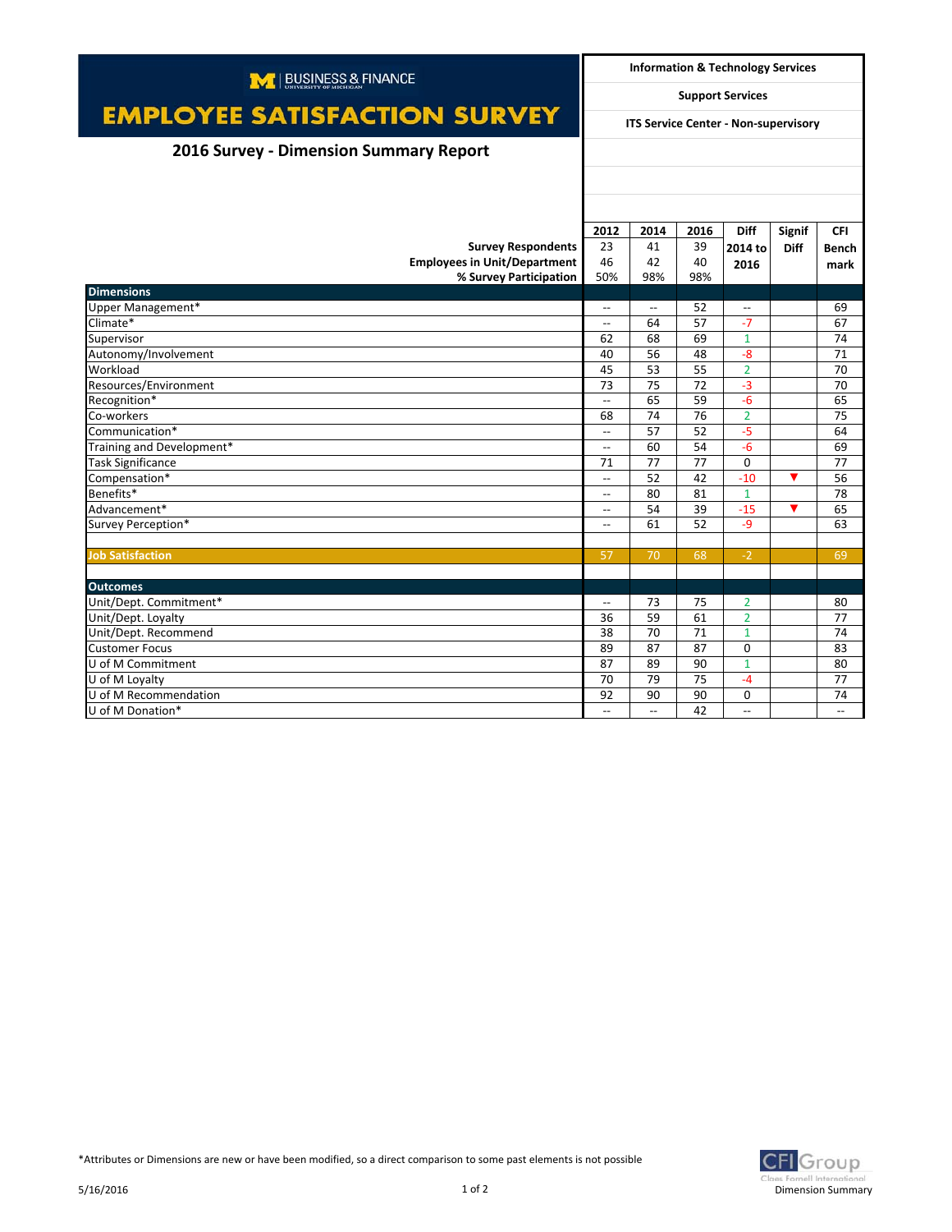BUSINESS & FINANCE — UNIVERSITY OF MICHIGAN

# EMPLOYEE SATISFACTION SURVEY

## 2016 Survey - Dimension Summary Report

**Information & Technology Services**

**Support Services**

**ITS Service Center - Non-supervisory**

| | 2012 | 2014 | 2016 | Diff 2014 to 2016 | Signif Diff | CFI Benchmark |
|---|---|---|---|---|---|---|
| **Survey Respondents** | 23 | 41 | 39 | | | |
| **Employees in Unit/Department** | 46 | 42 | 40 | | | |
| **% Survey Participation** | 50% | 98% | 98% | | | |
| **Dimensions** | | | | | | |
| Upper Management* | -- | -- | 52 | -- | | 69 |
| Climate* | -- | 64 | 57 | -7 | | 67 |
| Supervisor | 62 | 68 | 69 | 1 | | 74 |
| Autonomy/Involvement | 40 | 56 | 48 | -8 | | 71 |
| Workload | 45 | 53 | 55 | 2 | | 70 |
| Resources/Environment | 73 | 75 | 72 | -3 | | 70 |
| Recognition* | -- | 65 | 59 | -6 | | 65 |
| Co-workers | 68 | 74 | 76 | 2 | | 75 |
| Communication* | -- | 57 | 52 | -5 | | 64 |
| Training and Development* | -- | 60 | 54 | -6 | | 69 |
| Task Significance | 71 | 77 | 77 | 0 | | 77 |
| Compensation* | -- | 52 | 42 | -10 | ▼ | 56 |
| Benefits* | -- | 80 | 81 | 1 | | 78 |
| Advancement* | -- | 54 | 39 | -15 | ▼ | 65 |
| Survey Perception* | -- | 61 | 52 | -9 | | 63 |
| **Job Satisfaction** | 57 | 70 | 68 | -2 | | 69 |
| **Outcomes** | | | | | | |
| Unit/Dept. Commitment* | -- | 73 | 75 | 2 | | 80 |
| Unit/Dept. Loyalty | 36 | 59 | 61 | 2 | | 77 |
| Unit/Dept. Recommend | 38 | 70 | 71 | 1 | | 74 |
| Customer Focus | 89 | 87 | 87 | 0 | | 83 |
| U of M Commitment | 87 | 89 | 90 | 1 | | 80 |
| U of M Loyalty | 70 | 79 | 75 | -4 | | 77 |
| U of M Recommendation | 92 | 90 | 90 | 0 | | 74 |
| U of M Donation* | -- | -- | 42 | -- | | -- |

*Attributes or Dimensions are new or have been modified, so a direct comparison to some past elements is not possible

5/16/2016

CFI Group — Claes Fornell International — Dimension Summary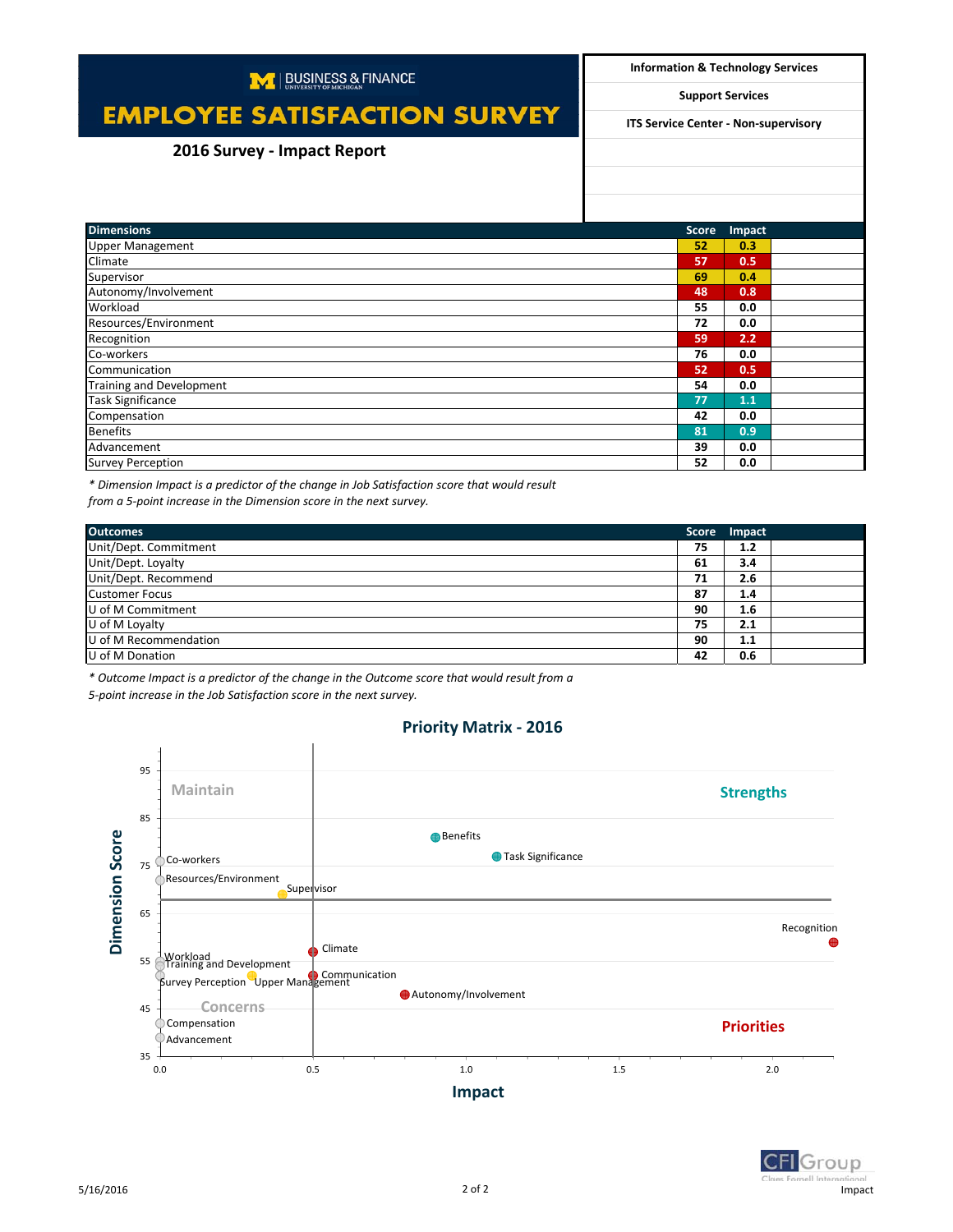BUSINESS & FINANCE
UNIVERSITY OF MICHIGAN

# EMPLOYEE SATISFACTION SURVEY

## 2016 Survey - Impact Report

**Information & Technology Services**

**Support Services**

**ITS Service Center - Non-supervisory**

| Dimensions | Score | Impact |
|---|---|---|
| Upper Management | 52 | 0.3 |
| Climate | 57 | 0.5 |
| Supervisor | 69 | 0.4 |
| Autonomy/Involvement | 48 | 0.8 |
| Workload | 55 | 0.0 |
| Resources/Environment | 72 | 0.0 |
| Recognition | 59 | 2.2 |
| Co-workers | 76 | 0.0 |
| Communication | 52 | 0.5 |
| Training and Development | 54 | 0.0 |
| Task Significance | 77 | 1.1 |
| Compensation | 42 | 0.0 |
| Benefits | 81 | 0.9 |
| Advancement | 39 | 0.0 |
| Survey Perception | 52 | 0.0 |

*\* Dimension Impact is a predictor of the change in Job Satisfaction score that would result from a 5-point increase in the Dimension score in the next survey.*

| Outcomes | Score | Impact |
|---|---|---|
| Unit/Dept. Commitment | 75 | 1.2 |
| Unit/Dept. Loyalty | 61 | 3.4 |
| Unit/Dept. Recommend | 71 | 2.6 |
| Customer Focus | 87 | 1.4 |
| U of M Commitment | 90 | 1.6 |
| U of M Loyalty | 75 | 2.1 |
| U of M Recommendation | 90 | 1.1 |
| U of M Donation | 42 | 0.6 |

*\* Outcome Impact is a predictor of the change in the Outcome score that would result from a 5-point increase in the Job Satisfaction score in the next survey.*

## Priority Matrix - 2016

Maintain
Strengths
Concerns
Priorities

Benefits
Task Significance
Co-workers
Resources/Environment
Supervisor
Recognition
Climate
Workload
Training and Development
Communication
Survey Perception
Upper Management
Autonomy/Involvement
Compensation
Advancement

Dimension Score
95
85
75
65
55
45
35

Impact
0.0
0.5
1.0
1.5
2.0

5/16/2016

CFI Group
Claes Fornell International
Impact